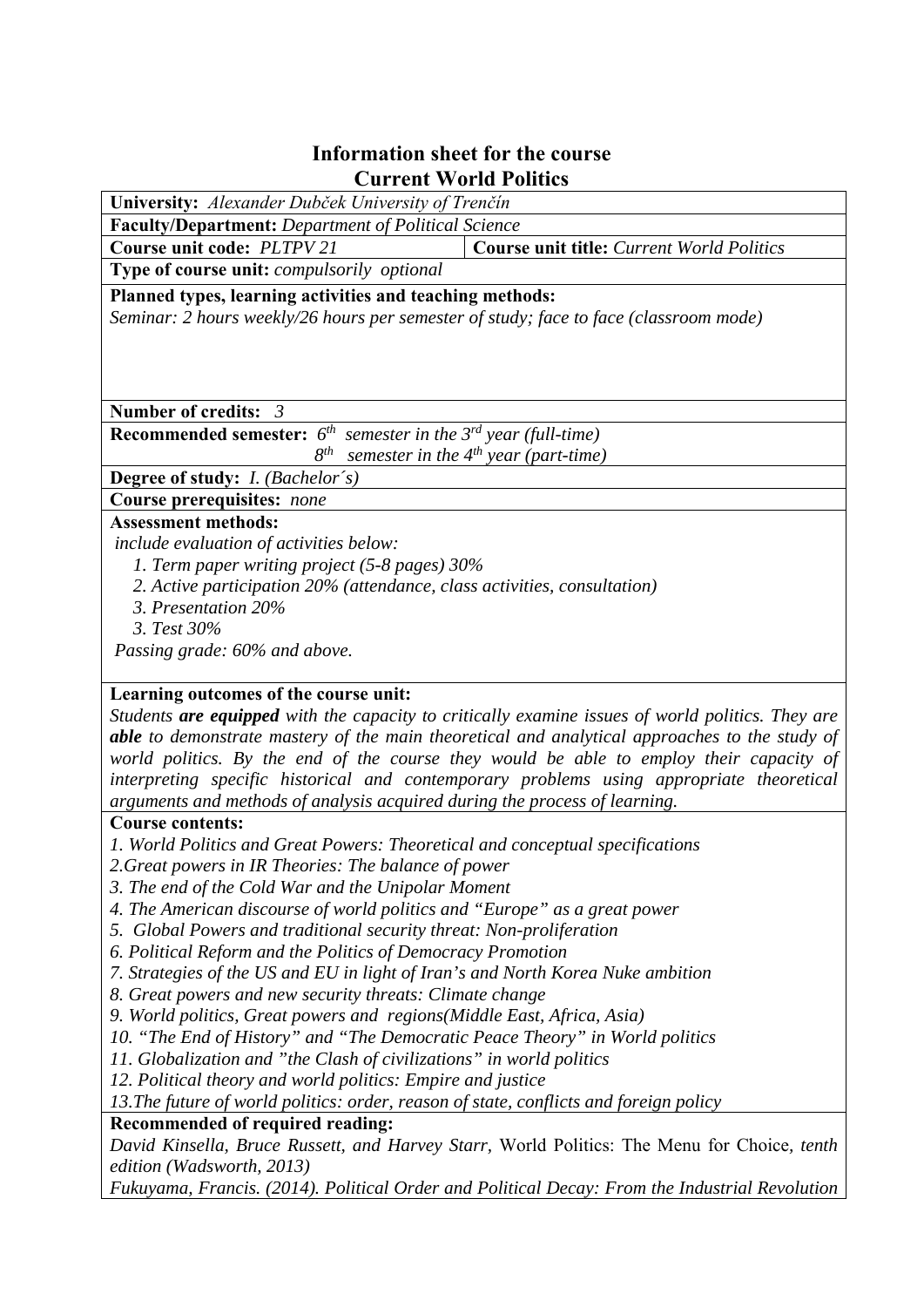# Information sheet for the course
# Current World Politics

**University:** *Alexander Dubček University of Trenčín*

**Faculty/Department:** *Department of Political Science*

| **Course unit code:** *PLTPV 21* | **Course unit title:** *Current World Politics* |
|---|---|

**Type of course unit:** *compulsorily optional*

**Planned types, learning activities and teaching methods:**
*Seminar: 2 hours weekly/26 hours per semester of study; face to face (classroom mode)*

**Number of credits:** *3*

**Recommended semester:** *6th semester in the 3rd year (full-time)*
*8th semester in the 4th year (part-time)*

**Degree of study:** *I. (Bachelor´s)*

**Course prerequisites:** *none*

**Assessment methods:**
*include evaluation of activities below:*

1. *Term paper writing project (5-8 pages) 30%*
2. *Active participation 20% (attendance, class activities, consultation)*
3. *Presentation 20%*
3. *Test 30%*

*Passing grade: 60% and above.*

**Learning outcomes of the course unit:**
*Students* ***are equipped*** *with the capacity to critically examine issues of world politics. They are* ***able*** *to demonstrate mastery of the main theoretical and analytical approaches to the study of world politics. By the end of the course they would be able to employ their capacity of interpreting specific historical and contemporary problems using appropriate theoretical arguments and methods of analysis acquired during the process of learning.*

**Course contents:**
*1. World Politics and Great Powers: Theoretical and conceptual specifications*
*2.Great powers in IR Theories: The balance of power*
*3. The end of the Cold War and the Unipolar Moment*
*4. The American discourse of world politics and "Europe" as a great power*
*5. Global Powers and traditional security threat: Non-proliferation*
*6. Political Reform and the Politics of Democracy Promotion*
*7. Strategies of the US and EU in light of Iran's and North Korea Nuke ambition*
*8. Great powers and new security threats: Climate change*
*9. World politics, Great powers and regions(Middle East, Africa, Asia)*
*10. "The End of History" and "The Democratic Peace Theory" in World politics*
*11. Globalization and "the Clash of civilizations" in world politics*
*12. Political theory and world politics: Empire and justice*
*13.The future of world politics: order, reason of state, conflicts and foreign policy*

**Recommended of required reading:**
*David Kinsella, Bruce Russett, and Harvey Starr,* World Politics: The Menu for Choice*, tenth edition (Wadsworth, 2013)*
*Fukuyama, Francis. (2014). Political Order and Political Decay: From the Industrial Revolution*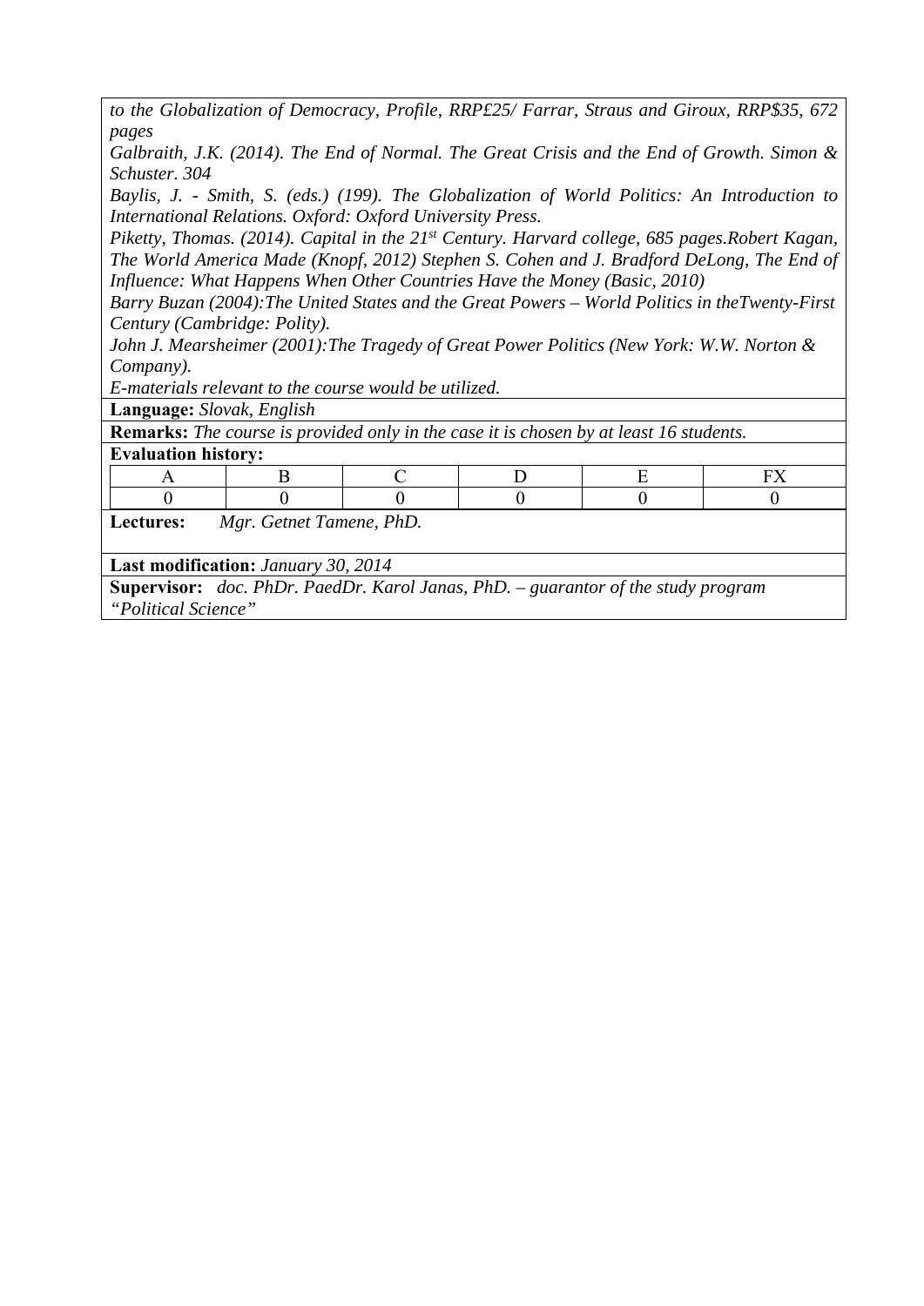*to the Globalization of Democracy, Profile, RRP£25/ Farrar, Straus and Giroux, RRP$35, 672 pages*

*Galbraith, J.K. (2014). The End of Normal. The Great Crisis and the End of Growth. Simon & Schuster. 304*

*Baylis, J. - Smith, S. (eds.) (199). The Globalization of World Politics: An Introduction to International Relations. Oxford: Oxford University Press.*

*Piketty, Thomas. (2014). Capital in the 21st Century. Harvard college, 685 pages.Robert Kagan, The World America Made (Knopf, 2012) Stephen S. Cohen and J. Bradford DeLong, The End of Influence: What Happens When Other Countries Have the Money (Basic, 2010)*

*Barry Buzan (2004):The United States and the Great Powers – World Politics in theTwenty-First Century (Cambridge: Polity).*

*John J. Mearsheimer (2001):The Tragedy of Great Power Politics (New York: W.W. Norton & Company).*

*E-materials relevant to the course would be utilized.*

**Language:** *Slovak, English*

**Remarks:** *The course is provided only in the case it is chosen by at least 16 students.*

**Evaluation history:**

| A | B | C | D | E | FX |
|---|---|---|---|---|---|
| 0 | 0 | 0 | 0 | 0 | 0 |

**Lectures:** *Mgr. Getnet Tamene, PhD.*

**Last modification:** *January 30, 2014*

**Supervisor:** *doc. PhDr. PaedDr. Karol Janas, PhD. – guarantor of the study program "Political Science"*